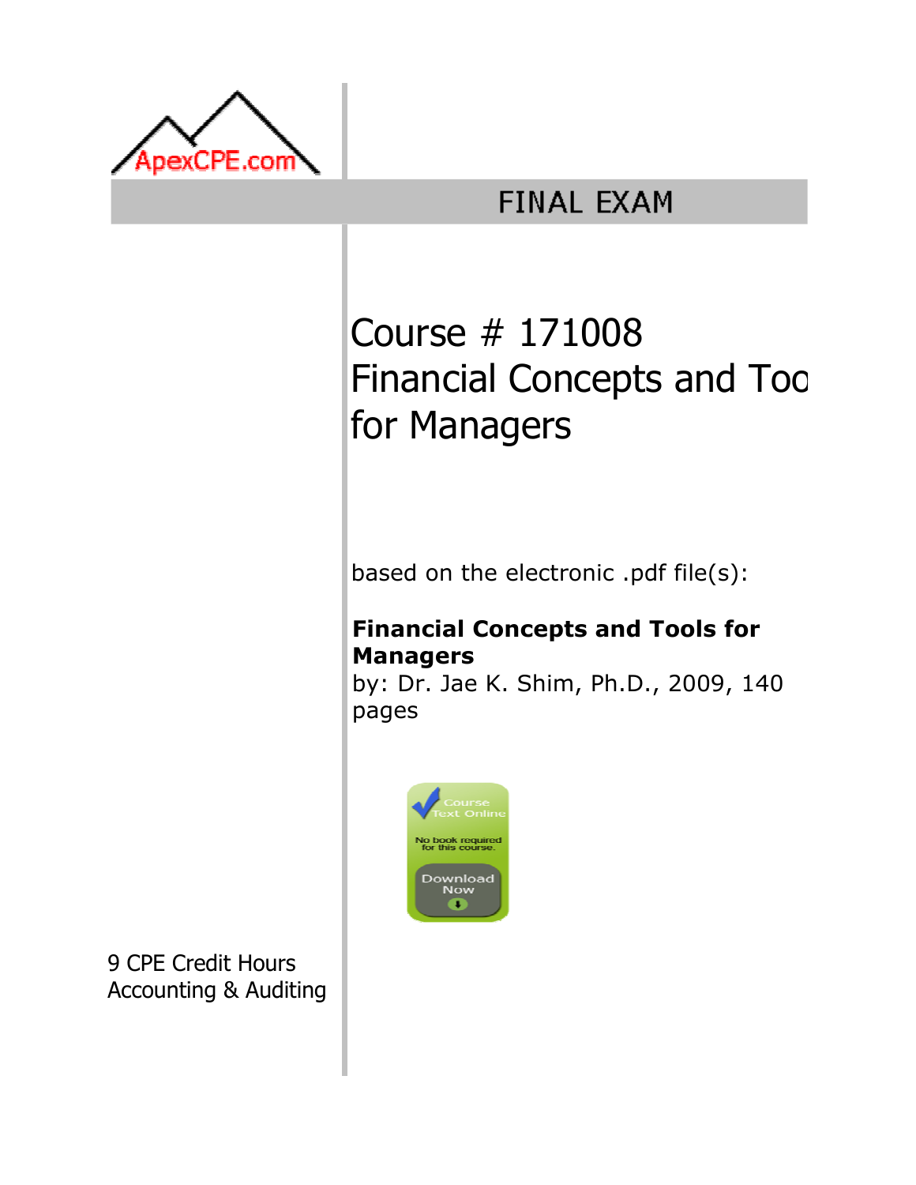ApexCPE.com

# FINAL EXAM

## Course # 171008
## Financial Concepts and Tools for Managers

based on the electronic .pdf file(s):

**Financial Concepts and Tools for Managers**
by: Dr. Jae K. Shim, Ph.D., 2009, 140 pages

Course Text Online

No book required for this course.

Download Now

9 CPE Credit Hours
Accounting & Auditing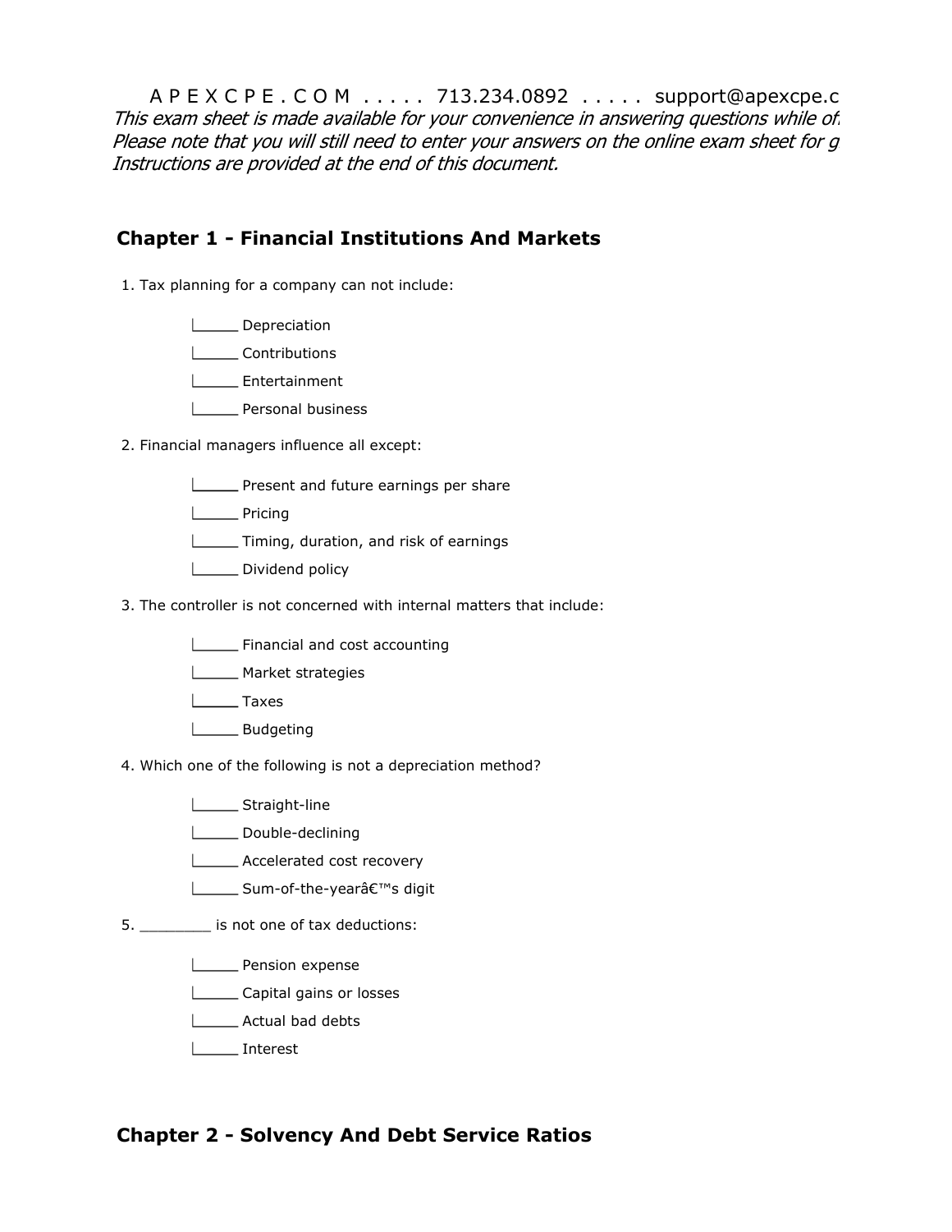A P E X C P E . C O M . . . . . 713.234.0892 . . . . . support@apexcpe.c

*This exam sheet is made available for your convenience in answering questions while of*
*Please note that you will still need to enter your answers on the online exam sheet for g*
*Instructions are provided at the end of this document.*

## Chapter 1 - Financial Institutions And Markets

1. Tax planning for a company can not include:

   - _____ Depreciation
   - _____ Contributions
   - _____ Entertainment
   - _____ Personal business

2. Financial managers influence all except:

   - _____ Present and future earnings per share
   - _____ Pricing
   - _____ Timing, duration, and risk of earnings
   - _____ Dividend policy

3. The controller is not concerned with internal matters that include:

   - _____ Financial and cost accounting
   - _____ Market strategies
   - _____ Taxes
   - _____ Budgeting

4. Which one of the following is not a depreciation method?

   - _____ Straight-line
   - _____ Double-declining
   - _____ Accelerated cost recovery
   - _____ Sum-of-the-yearâ€™s digit

5. ________ is not one of tax deductions:

   - _____ Pension expense
   - _____ Capital gains or losses
   - _____ Actual bad debts
   - _____ Interest

## Chapter 2 - Solvency And Debt Service Ratios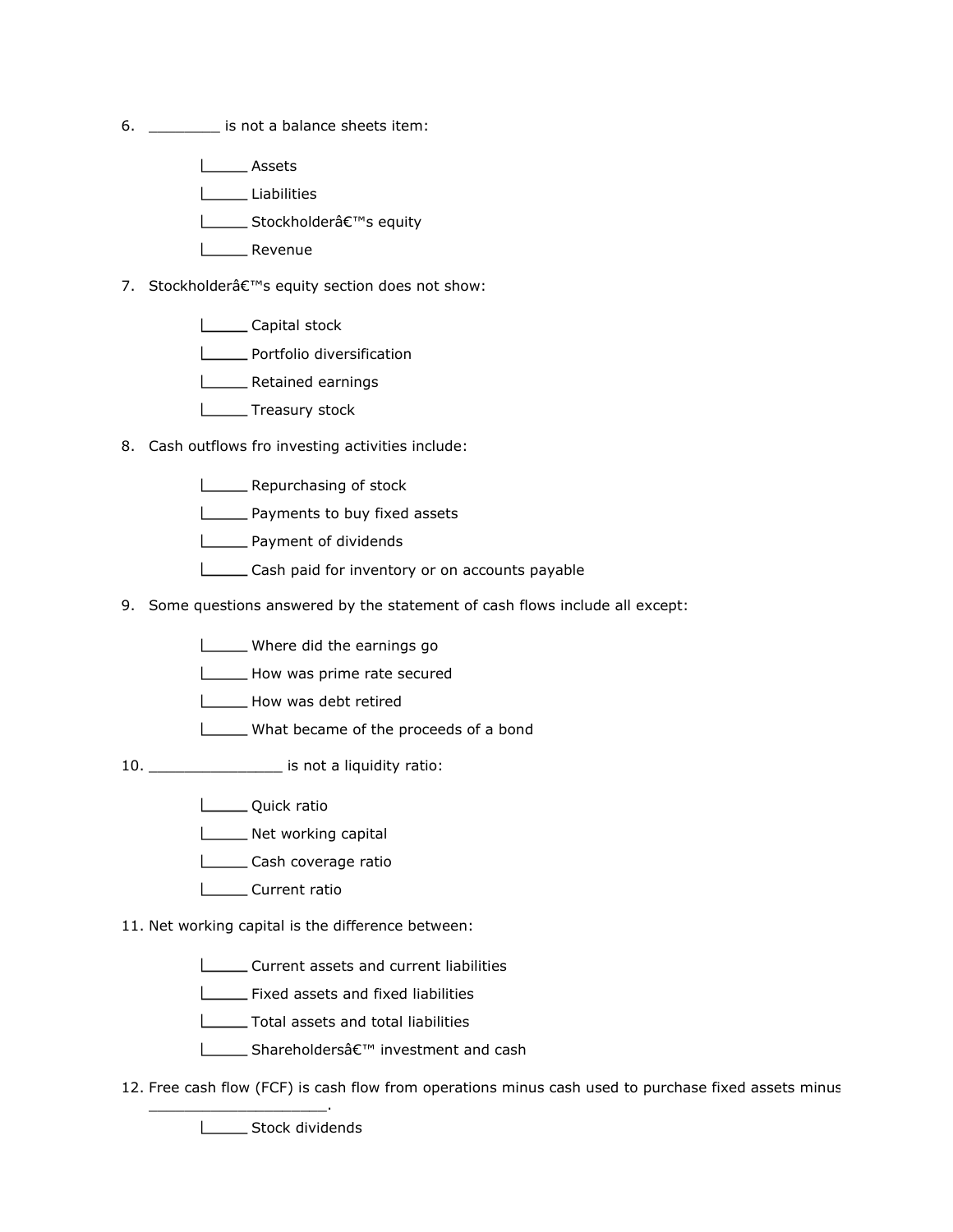6. ________ is not a balance sheets item:

    ______ Assets

    ______ Liabilities

    ______ Stockholderâ€™s equity

    ______ Revenue

7. Stockholderâ€™s equity section does not show:

    ______ Capital stock

    ______ Portfolio diversification

    ______ Retained earnings

    ______ Treasury stock

8. Cash outflows fro investing activities include:

    ______ Repurchasing of stock

    ______ Payments to buy fixed assets

    ______ Payment of dividends

    ______ Cash paid for inventory or on accounts payable

9. Some questions answered by the statement of cash flows include all except:

    ______ Where did the earnings go

    ______ How was prime rate secured

    ______ How was debt retired

    ______ What became of the proceeds of a bond

10. _______________ is not a liquidity ratio:

    ______ Quick ratio

    ______ Net working capital

    ______ Cash coverage ratio

    ______ Current ratio

11. Net working capital is the difference between:

    ______ Current assets and current liabilities

    ______ Fixed assets and fixed liabilities

    ______ Total assets and total liabilities

    ______ Shareholdersâ€™ investment and cash

12. Free cash flow (FCF) is cash flow from operations minus cash used to purchase fixed assets minus ____________________.

    ______ Stock dividends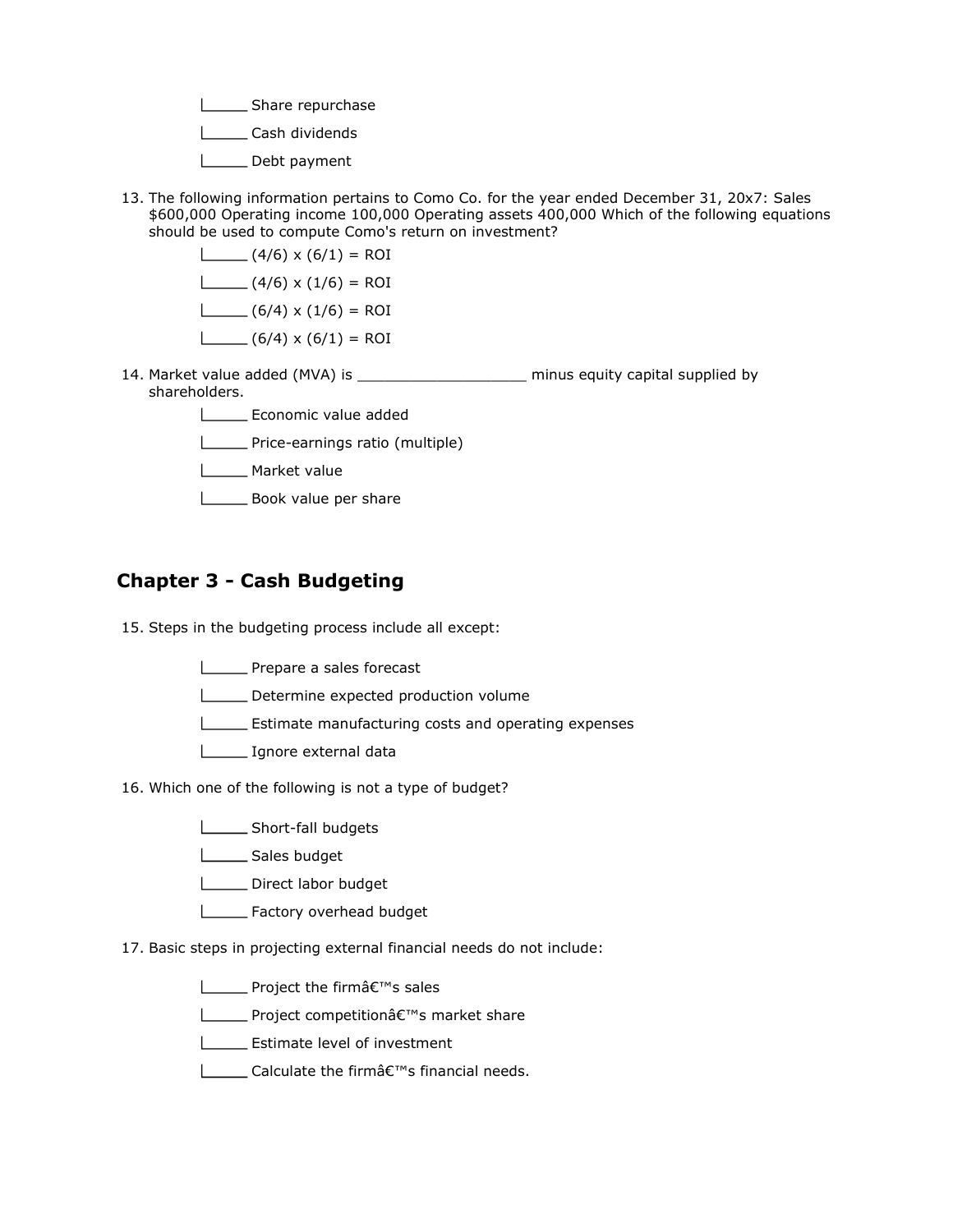- ______ Share repurchase
- ______ Cash dividends
- ______ Debt payment

13. The following information pertains to Como Co. for the year ended December 31, 20x7: Sales $600,000 Operating income 100,000 Operating assets 400,000 Which of the following equations should be used to compute Como's return on investment?

    - ______ (4/6) x (6/1) = ROI
    - ______ (4/6) x (1/6) = ROI
    - ______ (6/4) x (1/6) = ROI
    - ______ (6/4) x (6/1) = ROI

14. Market value added (MVA) is ___________________ minus equity capital supplied by shareholders.

    - ______ Economic value added
    - ______ Price-earnings ratio (multiple)
    - ______ Market value
    - ______ Book value per share

## Chapter 3 - Cash Budgeting

15. Steps in the budgeting process include all except:

    - ______ Prepare a sales forecast
    - ______ Determine expected production volume
    - ______ Estimate manufacturing costs and operating expenses
    - ______ Ignore external data

16. Which one of the following is not a type of budget?

    - ______ Short-fall budgets
    - ______ Sales budget
    - ______ Direct labor budget
    - ______ Factory overhead budget

17. Basic steps in projecting external financial needs do not include:

    - ______ Project the firmâ€™s sales
    - ______ Project competitionâ€™s market share
    - ______ Estimate level of investment
    - ______ Calculate the firmâ€™s financial needs.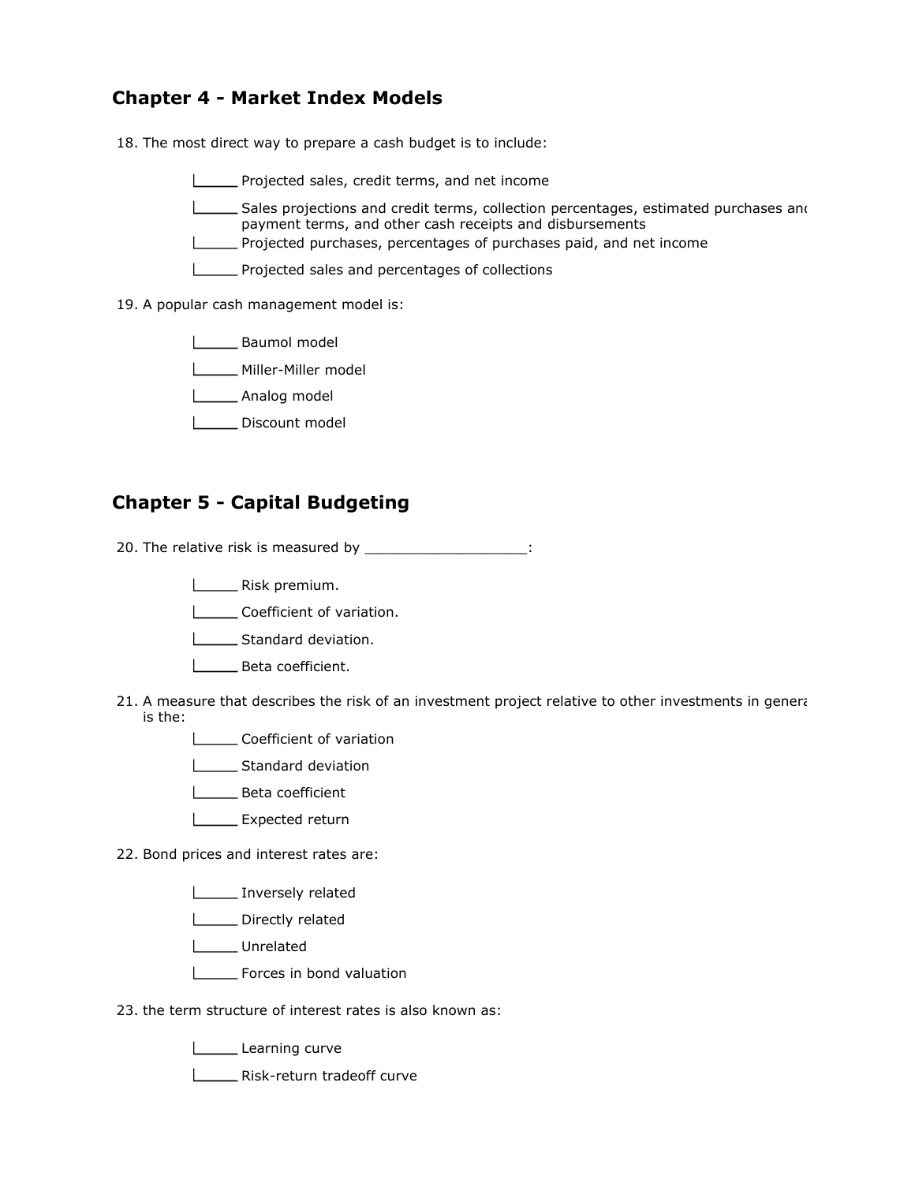## Chapter 4 - Market Index Models

18. The most direct way to prepare a cash budget is to include:

    - Projected sales, credit terms, and net income
    - Sales projections and credit terms, collection percentages, estimated purchases anc payment terms, and other cash receipts and disbursements
    - Projected purchases, percentages of purchases paid, and net income
    - Projected sales and percentages of collections

19. A popular cash management model is:

    - Baumol model
    - Miller-Miller model
    - Analog model
    - Discount model

## Chapter 5 - Capital Budgeting

20. The relative risk is measured by ___________________:

    - Risk premium.
    - Coefficient of variation.
    - Standard deviation.
    - Beta coefficient.

21. A measure that describes the risk of an investment project relative to other investments in genera is the:

    - Coefficient of variation
    - Standard deviation
    - Beta coefficient
    - Expected return

22. Bond prices and interest rates are:

    - Inversely related
    - Directly related
    - Unrelated
    - Forces in bond valuation

23. the term structure of interest rates is also known as:

    - Learning curve
    - Risk-return tradeoff curve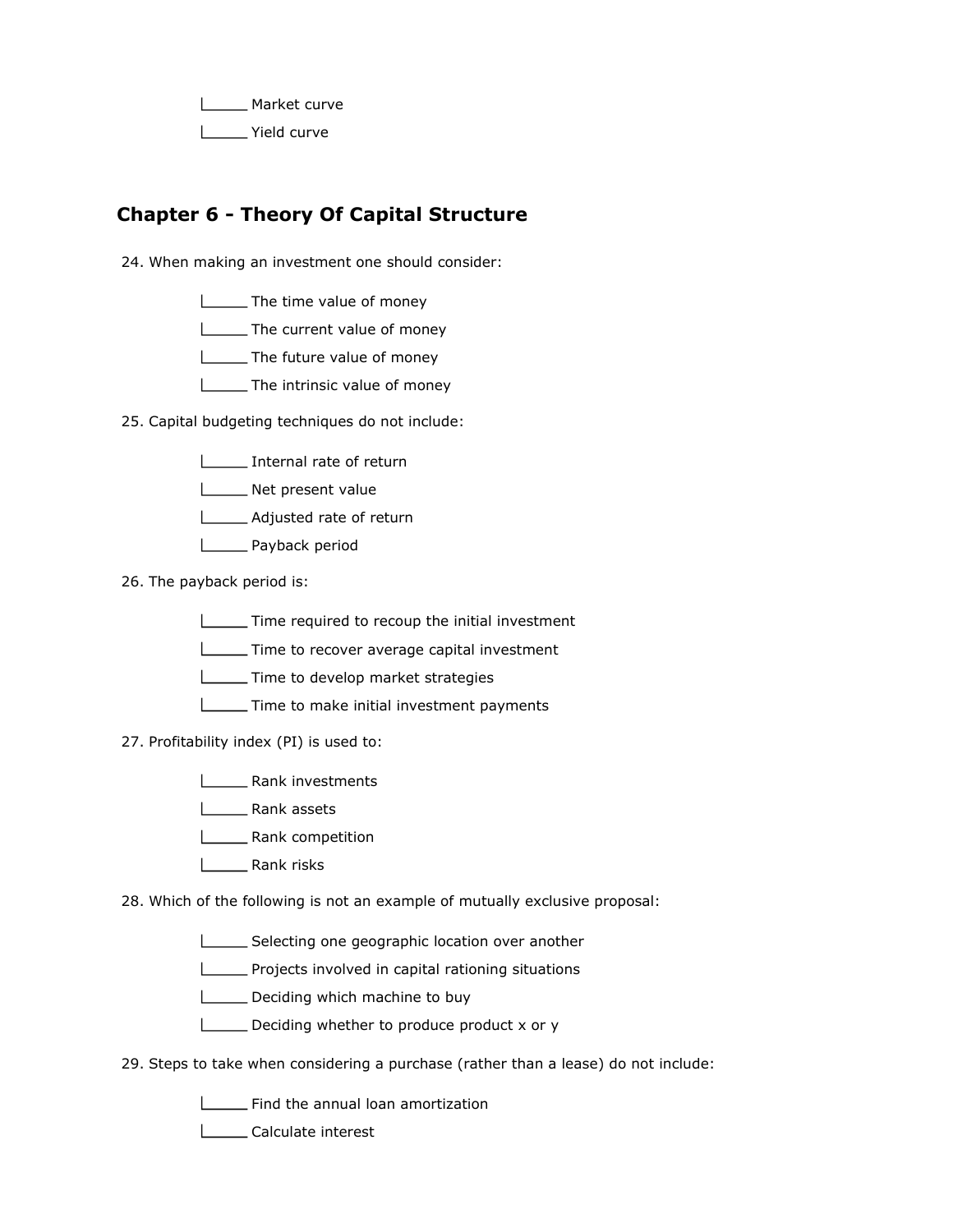\_\_\_\_\_ Market curve

\_\_\_\_\_ Yield curve

## Chapter 6 - Theory Of Capital Structure

24. When making an investment one should consider:

    \_\_\_\_\_ The time value of money

    \_\_\_\_\_ The current value of money

    \_\_\_\_\_ The future value of money

    \_\_\_\_\_ The intrinsic value of money

25. Capital budgeting techniques do not include:

    \_\_\_\_\_ Internal rate of return

    \_\_\_\_\_ Net present value

    \_\_\_\_\_ Adjusted rate of return

    \_\_\_\_\_ Payback period

26. The payback period is:

    \_\_\_\_\_ Time required to recoup the initial investment

    \_\_\_\_\_ Time to recover average capital investment

    \_\_\_\_\_ Time to develop market strategies

    \_\_\_\_\_ Time to make initial investment payments

27. Profitability index (PI) is used to:

    \_\_\_\_\_ Rank investments

    \_\_\_\_\_ Rank assets

    \_\_\_\_\_ Rank competition

    \_\_\_\_\_ Rank risks

28. Which of the following is not an example of mutually exclusive proposal:

    \_\_\_\_\_ Selecting one geographic location over another

    \_\_\_\_\_ Projects involved in capital rationing situations

    \_\_\_\_\_ Deciding which machine to buy

    \_\_\_\_\_ Deciding whether to produce product x or y

29. Steps to take when considering a purchase (rather than a lease) do not include:

    \_\_\_\_\_ Find the annual loan amortization

    \_\_\_\_\_ Calculate interest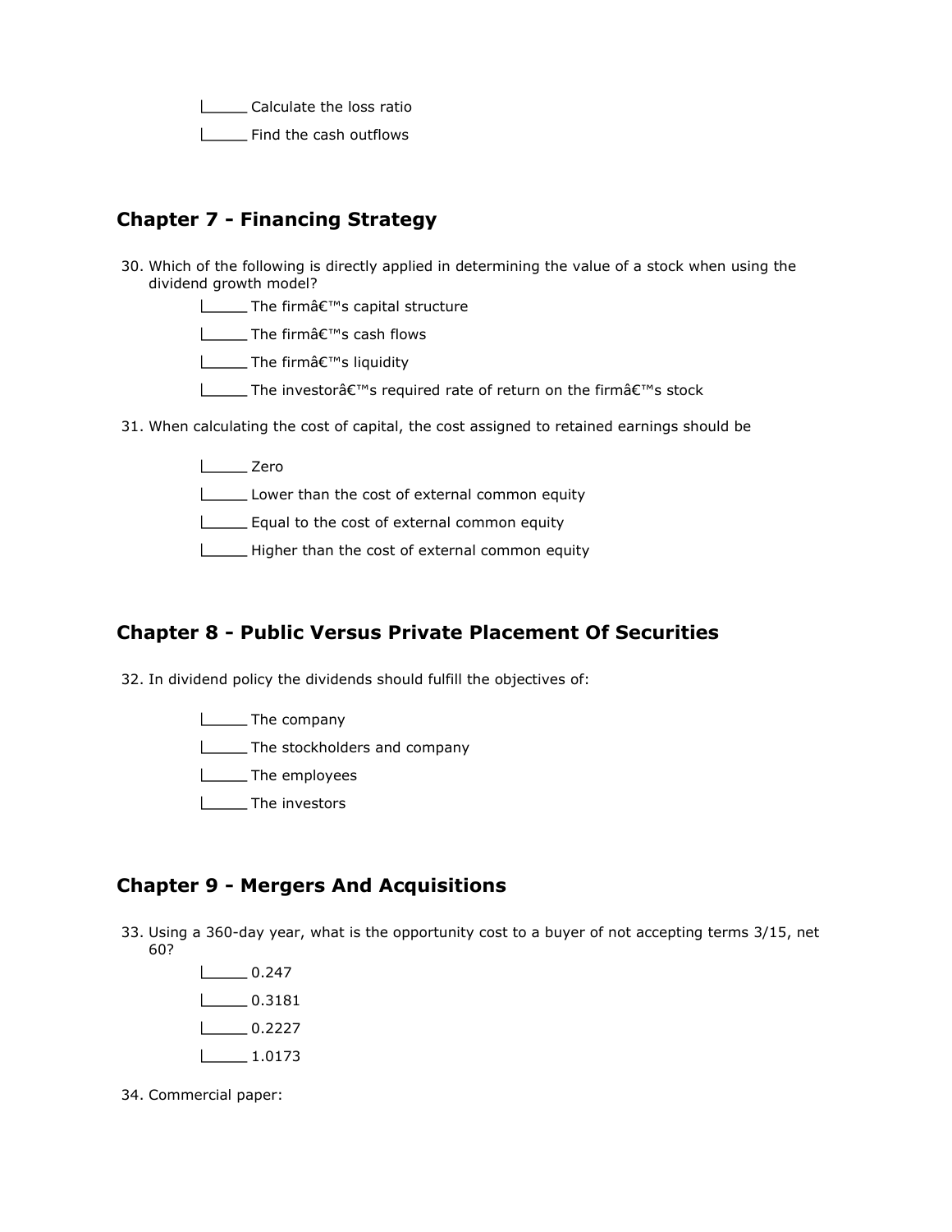|_____ Calculate the loss ratio

|_____ Find the cash outflows

## Chapter 7 - Financing Strategy

30. Which of the following is directly applied in determining the value of a stock when using the dividend growth model?

    |_____ The firmâ€™s capital structure

    |_____ The firmâ€™s cash flows

    |_____ The firmâ€™s liquidity

    |_____ The investorâ€™s required rate of return on the firmâ€™s stock

31. When calculating the cost of capital, the cost assigned to retained earnings should be

    |_____ Zero

    |_____ Lower than the cost of external common equity

    |_____ Equal to the cost of external common equity

    |_____ Higher than the cost of external common equity

## Chapter 8 - Public Versus Private Placement Of Securities

32. In dividend policy the dividends should fulfill the objectives of:

    |_____ The company

    |_____ The stockholders and company

    |_____ The employees

    |_____ The investors

## Chapter 9 - Mergers And Acquisitions

33. Using a 360-day year, what is the opportunity cost to a buyer of not accepting terms 3/15, net 60?

    |_____ 0.247

    |_____ 0.3181

    |_____ 0.2227

    |_____ 1.0173

34. Commercial paper: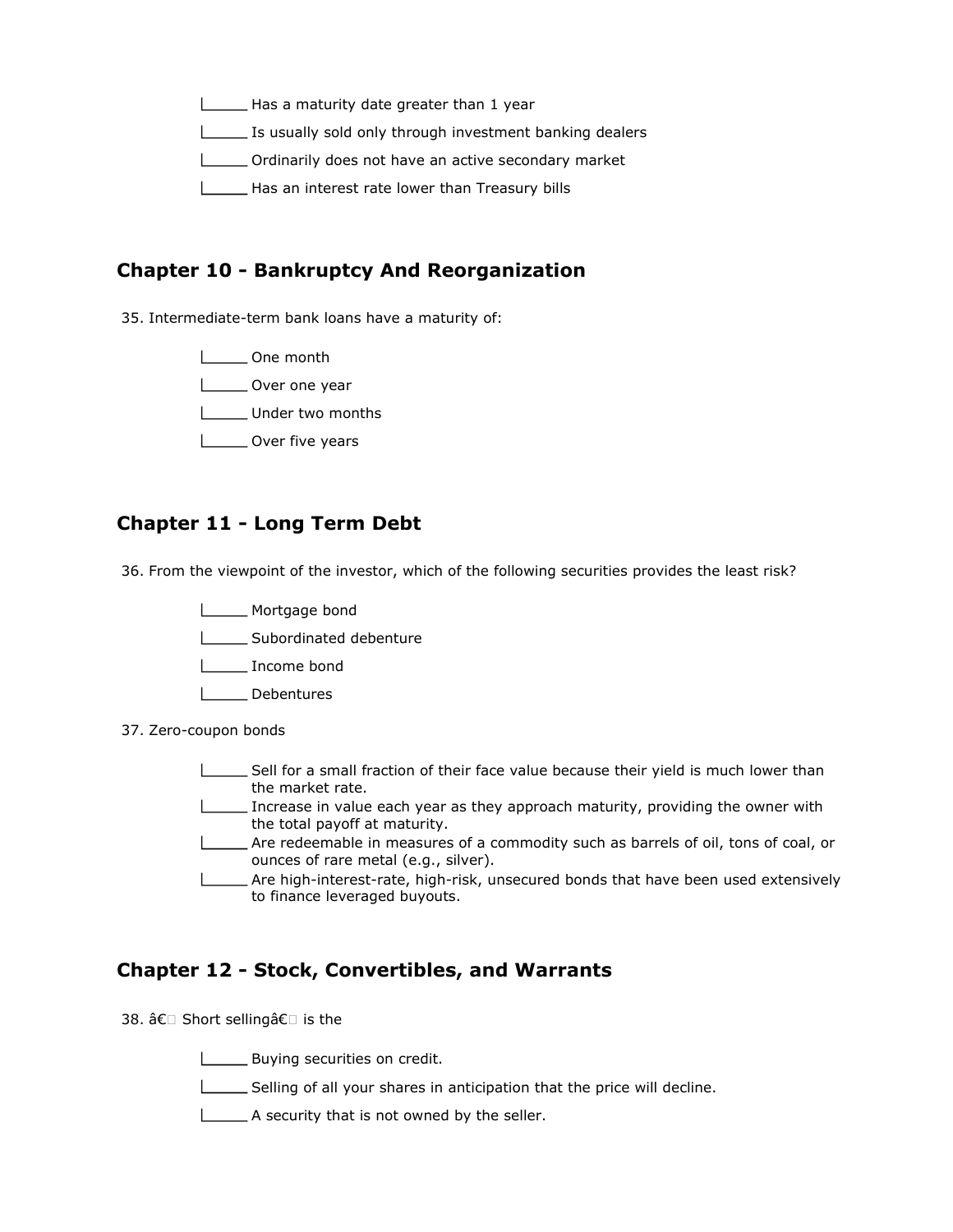- _____ Has a maturity date greater than 1 year
- _____ Is usually sold only through investment banking dealers
- _____ Ordinarily does not have an active secondary market
- _____ Has an interest rate lower than Treasury bills

## Chapter 10 - Bankruptcy And Reorganization

35. Intermediate-term bank loans have a maturity of:

- _____ One month
- _____ Over one year
- _____ Under two months
- _____ Over five years

## Chapter 11 - Long Term Debt

36. From the viewpoint of the investor, which of the following securities provides the least risk?

- _____ Mortgage bond
- _____ Subordinated debenture
- _____ Income bond
- _____ Debentures

37. Zero-coupon bonds

- _____ Sell for a small fraction of their face value because their yield is much lower than the market rate.
- _____ Increase in value each year as they approach maturity, providing the owner with the total payoff at maturity.
- _____ Are redeemable in measures of a commodity such as barrels of oil, tons of coal, or ounces of rare metal (e.g., silver).
- _____ Are high-interest-rate, high-risk, unsecured bonds that have been used extensively to finance leveraged buyouts.

## Chapter 12 - Stock, Convertibles, and Warrants

38. â€ Short sellingâ€ is the

- _____ Buying securities on credit.
- _____ Selling of all your shares in anticipation that the price will decline.
- _____ A security that is not owned by the seller.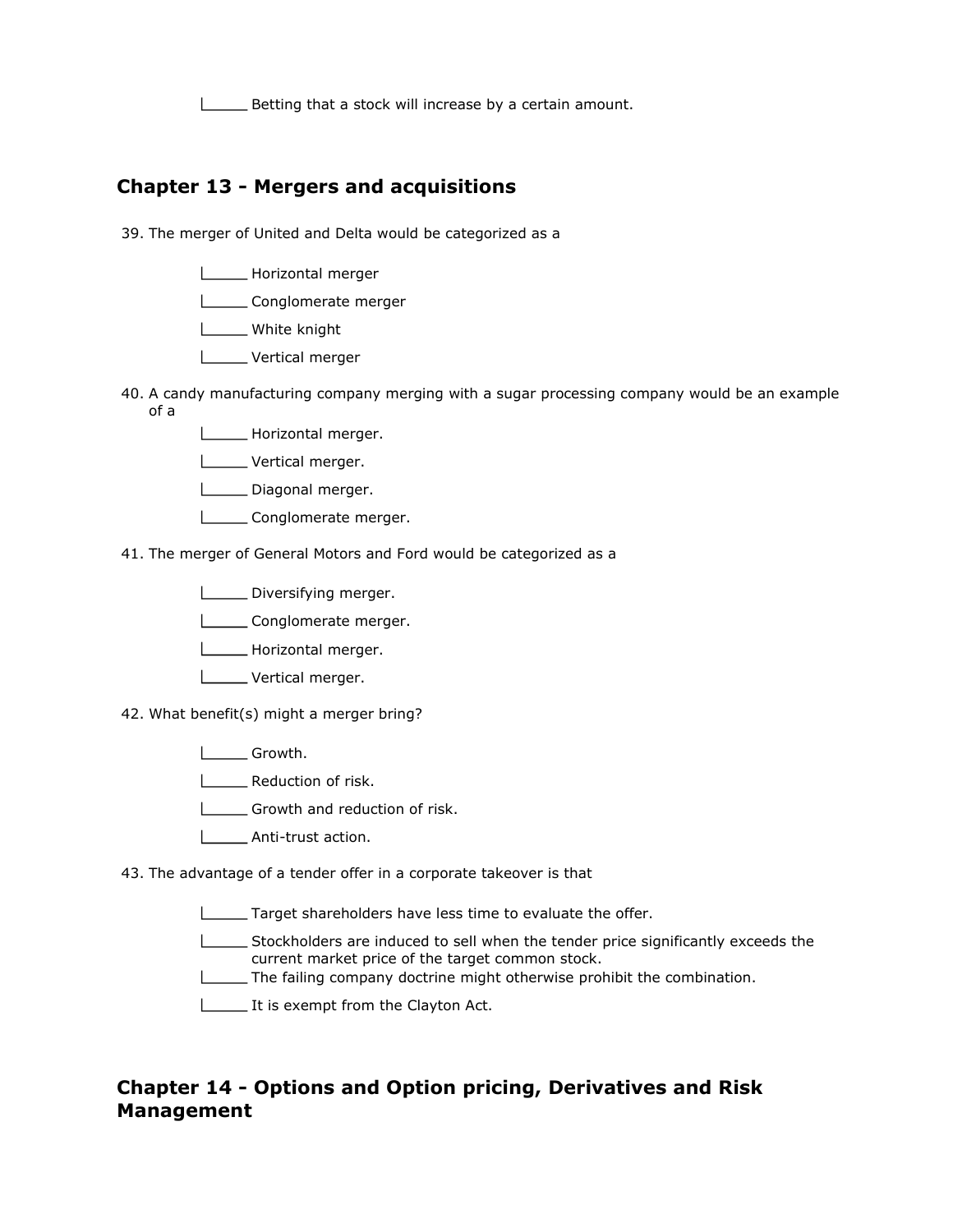Betting that a stock will increase by a certain amount.

## Chapter 13 - Mergers and acquisitions

39. The merger of United and Delta would be categorized as a

    Horizontal merger

    Conglomerate merger

    White knight

    Vertical merger

40. A candy manufacturing company merging with a sugar processing company would be an example of a

    Horizontal merger.

    Vertical merger.

    Diagonal merger.

    Conglomerate merger.

41. The merger of General Motors and Ford would be categorized as a

    Diversifying merger.

    Conglomerate merger.

    Horizontal merger.

    Vertical merger.

42. What benefit(s) might a merger bring?

    Growth.

    Reduction of risk.

    Growth and reduction of risk.

    Anti-trust action.

43. The advantage of a tender offer in a corporate takeover is that

    Target shareholders have less time to evaluate the offer.

    Stockholders are induced to sell when the tender price significantly exceeds the current market price of the target common stock.

    The failing company doctrine might otherwise prohibit the combination.

    It is exempt from the Clayton Act.

## Chapter 14 - Options and Option pricing, Derivatives and Risk Management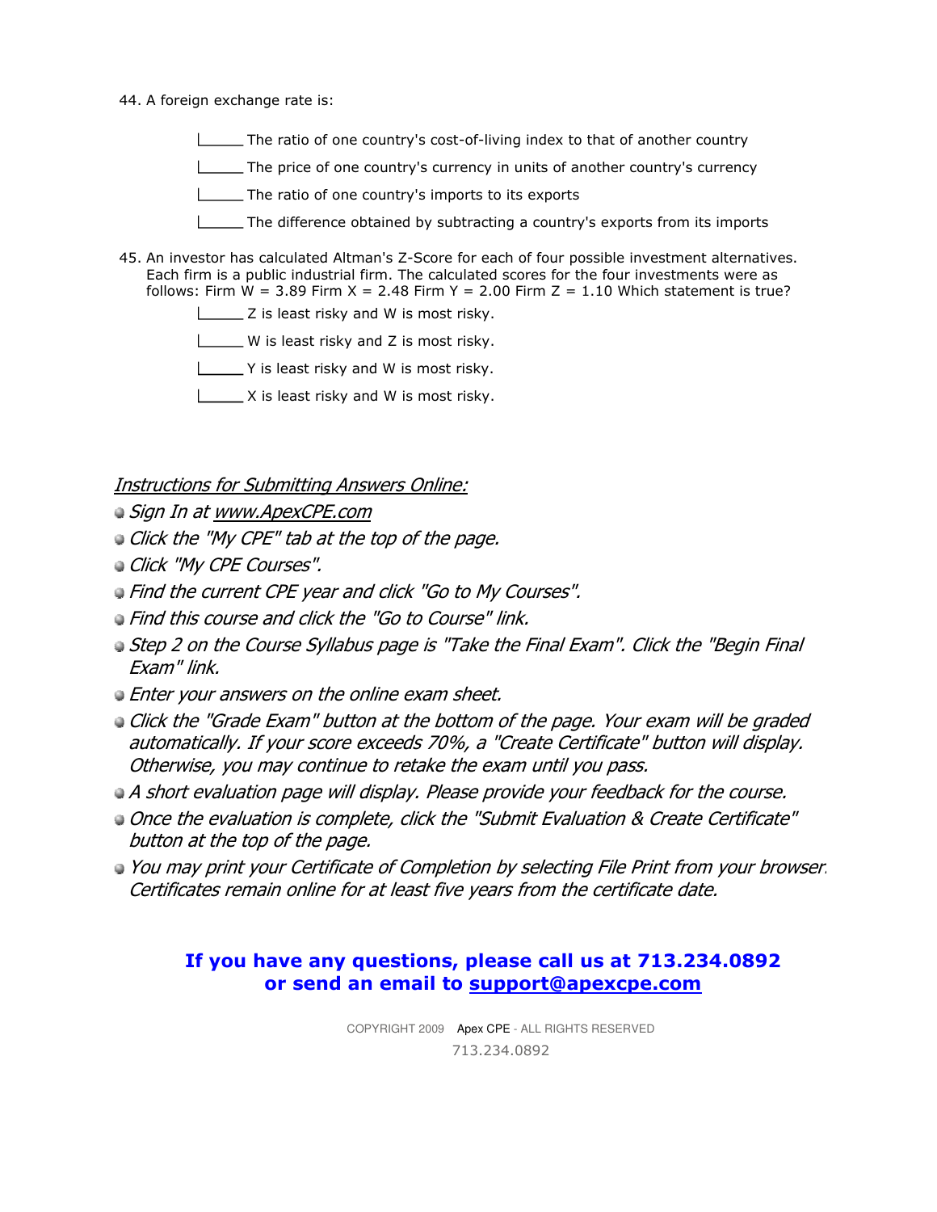44. A foreign exchange rate is:

- _____ The ratio of one country's cost-of-living index to that of another country
- _____ The price of one country's currency in units of another country's currency
- _____ The ratio of one country's imports to its exports
- _____ The difference obtained by subtracting a country's exports from its imports

45. An investor has calculated Altman's Z-Score for each of four possible investment alternatives. Each firm is a public industrial firm. The calculated scores for the four investments were as follows: Firm W = 3.89 Firm X = 2.48 Firm Y = 2.00 Firm Z = 1.10 Which statement is true?

- _____ Z is least risky and W is most risky.
- _____ W is least risky and Z is most risky.
- _____ Y is least risky and W is most risky.
- _____ X is least risky and W is most risky.

*__Instructions for Submitting Answers Online:__*

- *Sign In at www.ApexCPE.com*
- *Click the "My CPE" tab at the top of the page.*
- *Click "My CPE Courses".*
- *Find the current CPE year and click "Go to My Courses".*
- *Find this course and click the "Go to Course" link.*
- *Step 2 on the Course Syllabus page is "Take the Final Exam". Click the "Begin Final Exam" link.*
- *Enter your answers on the online exam sheet.*
- *Click the "Grade Exam" button at the bottom of the page. Your exam will be graded automatically. If your score exceeds 70%, a "Create Certificate" button will display. Otherwise, you may continue to retake the exam until you pass.*
- *A short evaluation page will display. Please provide your feedback for the course.*
- *Once the evaluation is complete, click the "Submit Evaluation & Create Certificate" button at the top of the page.*
- *You may print your Certificate of Completion by selecting File Print from your browser. Certificates remain online for at least five years from the certificate date.*

**If you have any questions, please call us at 713.234.0892 or send an email to support@apexcpe.com**

COPYRIGHT 2009 Apex CPE - ALL RIGHTS RESERVED

713.234.0892